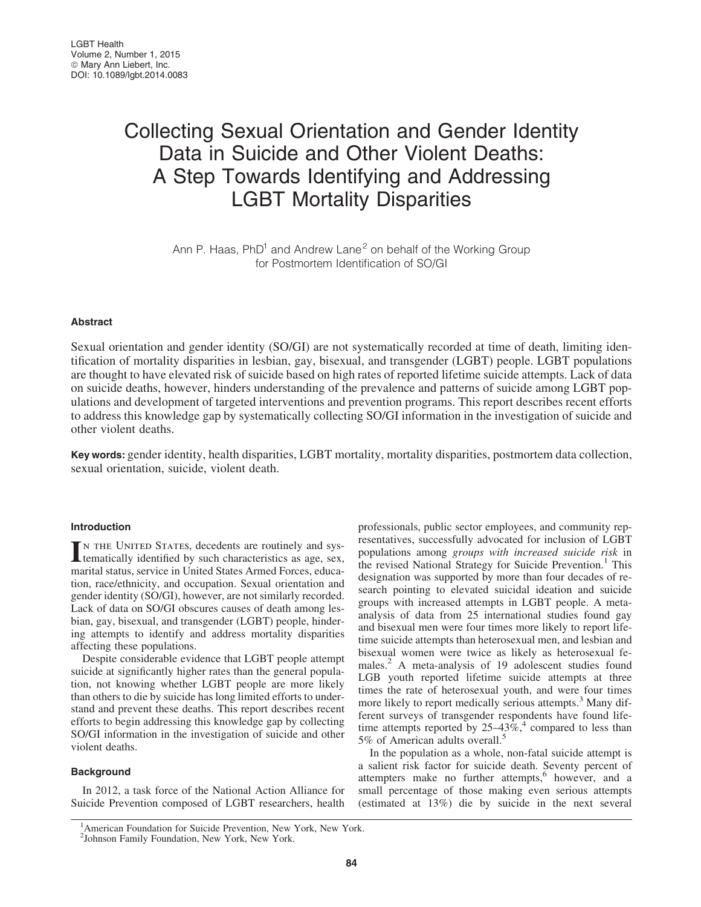# Collecting Sexual Orientation and Gender Identity Data in Suicide and Other Violent Deaths: A Step Towards Identifying and Addressing LGBT Mortality Disparities

Ann P. Haas, PhD[1] and Andrew Lane[2] on behalf of the Working Group for Postmortem Identification of SO/GI

## Abstract

Sexual orientation and gender identity (SO/GI) are not systematically recorded at time of death, limiting identification of mortality disparities in lesbian, gay, bisexual, and transgender (LGBT) people. LGBT populations are thought to have elevated risk of suicide based on high rates of reported lifetime suicide attempts. Lack of data on suicide deaths, however, hinders understanding of the prevalence and patterns of suicide among LGBT populations and development of targeted interventions and prevention programs. This report describes recent efforts to address this knowledge gap by systematically collecting SO/GI information in the investigation of suicide and other violent deaths.

**Key words:** gender identity, health disparities, LGBT mortality, mortality disparities, postmortem data collection, sexual orientation, suicide, violent death.

## Introduction

In the United States, decedents are routinely and systematically identified by such characteristics as age, sex, marital status, service in United States Armed Forces, education, race/ethnicity, and occupation. Sexual orientation and gender identity (SO/GI), however, are not similarly recorded. Lack of data on SO/GI obscures causes of death among lesbian, gay, bisexual, and transgender (LGBT) people, hindering attempts to identify and address mortality disparities affecting these populations.

Despite considerable evidence that LGBT people attempt suicide at significantly higher rates than the general population, not knowing whether LGBT people are more likely than others to die by suicide has long limited efforts to understand and prevent these deaths. This report describes recent efforts to begin addressing this knowledge gap by collecting SO/GI information in the investigation of suicide and other violent deaths.

## Background

In 2012, a task force of the National Action Alliance for Suicide Prevention composed of LGBT researchers, health professionals, public sector employees, and community representatives, successfully advocated for inclusion of LGBT populations among *groups with increased suicide risk* in the revised National Strategy for Suicide Prevention.[1] This designation was supported by more than four decades of research pointing to elevated suicidal ideation and suicide groups with increased attempts in LGBT people. A meta-analysis of data from 25 international studies found gay and bisexual men were four times more likely to report lifetime suicide attempts than heterosexual men, and lesbian and bisexual women were twice as likely as heterosexual females.[2] A meta-analysis of 19 adolescent studies found LGB youth reported lifetime suicide attempts at three times the rate of heterosexual youth, and were four times more likely to report medically serious attempts.[3] Many different surveys of transgender respondents have found lifetime attempts reported by 25–43%,[4] compared to less than 5% of American adults overall.[5]

In the population as a whole, non-fatal suicide attempt is a salient risk factor for suicide death. Seventy percent of attempters make no further attempts,[6] however, and a small percentage of those making even serious attempts (estimated at 13%) die by suicide in the next several

[1]American Foundation for Suicide Prevention, New York, New York.
[2]Johnson Family Foundation, New York, New York.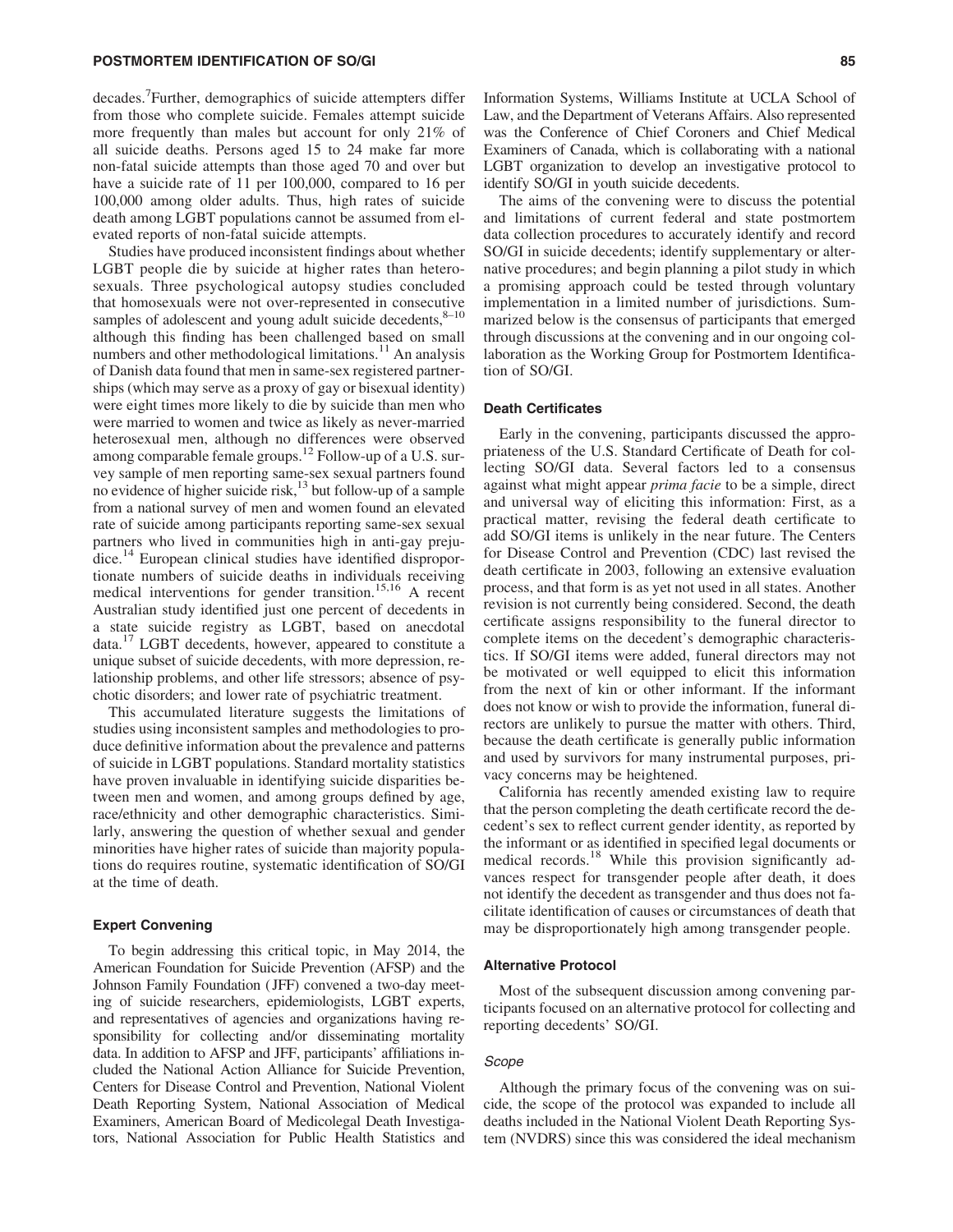decades.[7]Further, demographics of suicide attempters differ from those who complete suicide. Females attempt suicide more frequently than males but account for only 21% of all suicide deaths. Persons aged 15 to 24 make far more non-fatal suicide attempts than those aged 70 and over but have a suicide rate of 11 per 100,000, compared to 16 per 100,000 among older adults. Thus, high rates of suicide death among LGBT populations cannot be assumed from elevated reports of non-fatal suicide attempts.

Studies have produced inconsistent findings about whether LGBT people die by suicide at higher rates than heterosexuals. Three psychological autopsy studies concluded that homosexuals were not over-represented in consecutive samples of adolescent and young adult suicide decedents,[8–10] although this finding has been challenged based on small numbers and other methodological limitations.[11] An analysis of Danish data found that men in same-sex registered partnerships (which may serve as a proxy of gay or bisexual identity) were eight times more likely to die by suicide than men who were married to women and twice as likely as never-married heterosexual men, although no differences were observed among comparable female groups.[12] Follow-up of a U.S. survey sample of men reporting same-sex sexual partners found no evidence of higher suicide risk,[13] but follow-up of a sample from a national survey of men and women found an elevated rate of suicide among participants reporting same-sex sexual partners who lived in communities high in anti-gay prejudice.[14] European clinical studies have identified disproportionate numbers of suicide deaths in individuals receiving medical interventions for gender transition.[15,16] A recent Australian study identified just one percent of decedents in a state suicide registry as LGBT, based on anecdotal data.[17] LGBT decedents, however, appeared to constitute a unique subset of suicide decedents, with more depression, relationship problems, and other life stressors; absence of psychotic disorders; and lower rate of psychiatric treatment.

This accumulated literature suggests the limitations of studies using inconsistent samples and methodologies to produce definitive information about the prevalence and patterns of suicide in LGBT populations. Standard mortality statistics have proven invaluable in identifying suicide disparities between men and women, and among groups defined by age, race/ethnicity and other demographic characteristics. Similarly, answering the question of whether sexual and gender minorities have higher rates of suicide than majority populations do requires routine, systematic identification of SO/GI at the time of death.

### Expert Convening

To begin addressing this critical topic, in May 2014, the American Foundation for Suicide Prevention (AFSP) and the Johnson Family Foundation (JFF) convened a two-day meeting of suicide researchers, epidemiologists, LGBT experts, and representatives of agencies and organizations having responsibility for collecting and/or disseminating mortality data. In addition to AFSP and JFF, participants' affiliations included the National Action Alliance for Suicide Prevention, Centers for Disease Control and Prevention, National Violent Death Reporting System, National Association of Medical Examiners, American Board of Medicolegal Death Investigators, National Association for Public Health Statistics and Information Systems, Williams Institute at UCLA School of Law, and the Department of Veterans Affairs. Also represented was the Conference of Chief Coroners and Chief Medical Examiners of Canada, which is collaborating with a national LGBT organization to develop an investigative protocol to identify SO/GI in youth suicide decedents.

The aims of the convening were to discuss the potential and limitations of current federal and state postmortem data collection procedures to accurately identify and record SO/GI in suicide decedents; identify supplementary or alternative procedures; and begin planning a pilot study in which a promising approach could be tested through voluntary implementation in a limited number of jurisdictions. Summarized below is the consensus of participants that emerged through discussions at the convening and in our ongoing collaboration as the Working Group for Postmortem Identification of SO/GI.

### Death Certificates

Early in the convening, participants discussed the appropriateness of the U.S. Standard Certificate of Death for collecting SO/GI data. Several factors led to a consensus against what might appear *prima facie* to be a simple, direct and universal way of eliciting this information: First, as a practical matter, revising the federal death certificate to add SO/GI items is unlikely in the near future. The Centers for Disease Control and Prevention (CDC) last revised the death certificate in 2003, following an extensive evaluation process, and that form is as yet not used in all states. Another revision is not currently being considered. Second, the death certificate assigns responsibility to the funeral director to complete items on the decedent's demographic characteristics. If SO/GI items were added, funeral directors may not be motivated or well equipped to elicit this information from the next of kin or other informant. If the informant does not know or wish to provide the information, funeral directors are unlikely to pursue the matter with others. Third, because the death certificate is generally public information and used by survivors for many instrumental purposes, privacy concerns may be heightened.

California has recently amended existing law to require that the person completing the death certificate record the decedent's sex to reflect current gender identity, as reported by the informant or as identified in specified legal documents or medical records.[18] While this provision significantly advances respect for transgender people after death, it does not identify the decedent as transgender and thus does not facilitate identification of causes or circumstances of death that may be disproportionately high among transgender people.

### Alternative Protocol

Most of the subsequent discussion among convening participants focused on an alternative protocol for collecting and reporting decedents' SO/GI.

#### *Scope*

Although the primary focus of the convening was on suicide, the scope of the protocol was expanded to include all deaths included in the National Violent Death Reporting System (NVDRS) since this was considered the ideal mechanism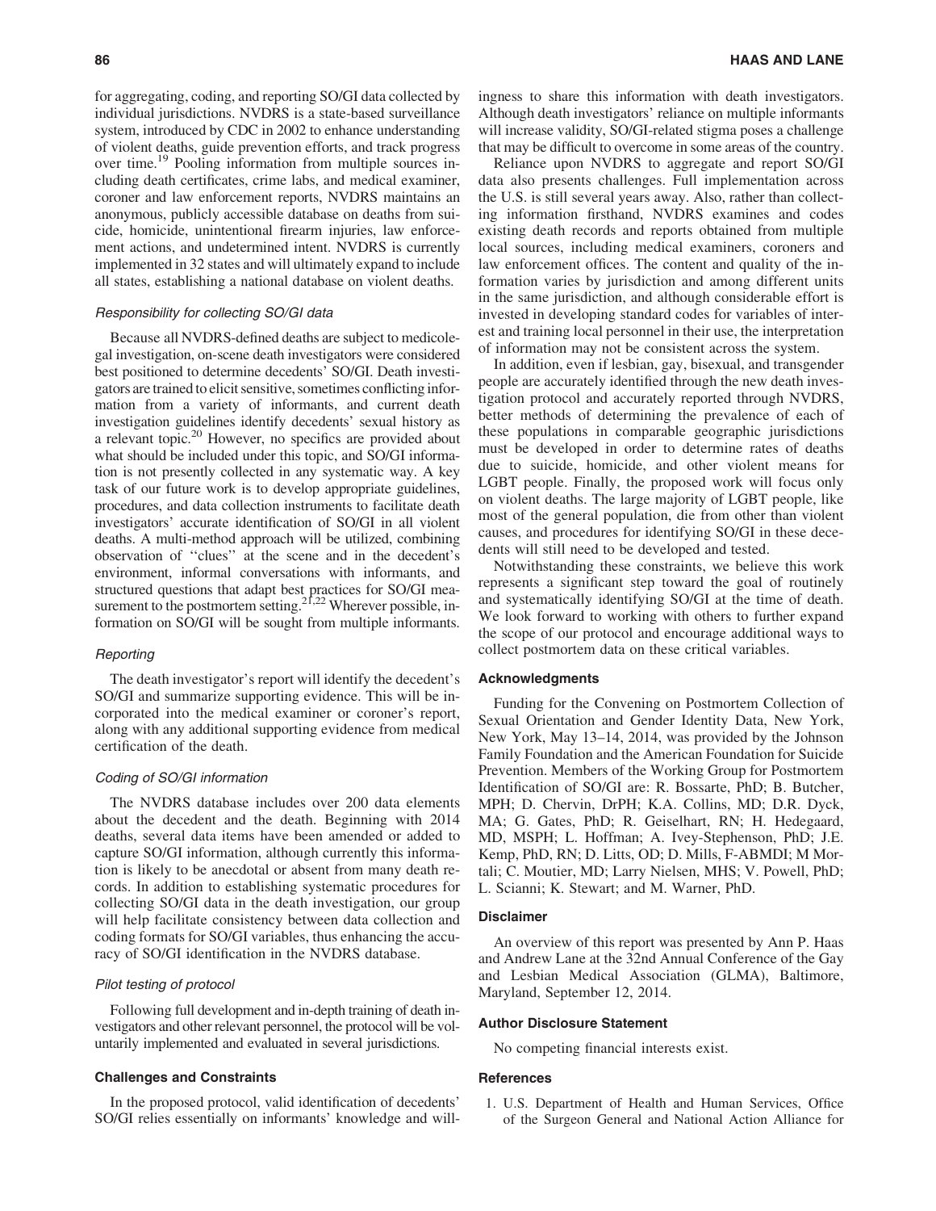for aggregating, coding, and reporting SO/GI data collected by individual jurisdictions. NVDRS is a state-based surveillance system, introduced by CDC in 2002 to enhance understanding of violent deaths, guide prevention efforts, and track progress over time.[19] Pooling information from multiple sources including death certificates, crime labs, and medical examiner, coroner and law enforcement reports, NVDRS maintains an anonymous, publicly accessible database on deaths from suicide, homicide, unintentional firearm injuries, law enforcement actions, and undetermined intent. NVDRS is currently implemented in 32 states and will ultimately expand to include all states, establishing a national database on violent deaths.

#### *Responsibility for collecting SO/GI data*

Because all NVDRS-defined deaths are subject to medicolegal investigation, on-scene death investigators were considered best positioned to determine decedents' SO/GI. Death investigators are trained to elicit sensitive, sometimes conflicting information from a variety of informants, and current death investigation guidelines identify decedents' sexual history as a relevant topic.[20] However, no specifics are provided about what should be included under this topic, and SO/GI information is not presently collected in any systematic way. A key task of our future work is to develop appropriate guidelines, procedures, and data collection instruments to facilitate death investigators' accurate identification of SO/GI in all violent deaths. A multi-method approach will be utilized, combining observation of ''clues'' at the scene and in the decedent's environment, informal conversations with informants, and structured questions that adapt best practices for SO/GI measurement to the postmortem setting.[21,22] Wherever possible, information on SO/GI will be sought from multiple informants.

#### *Reporting*

The death investigator's report will identify the decedent's SO/GI and summarize supporting evidence. This will be incorporated into the medical examiner or coroner's report, along with any additional supporting evidence from medical certification of the death.

#### *Coding of SO/GI information*

The NVDRS database includes over 200 data elements about the decedent and the death. Beginning with 2014 deaths, several data items have been amended or added to capture SO/GI information, although currently this information is likely to be anecdotal or absent from many death records. In addition to establishing systematic procedures for collecting SO/GI data in the death investigation, our group will help facilitate consistency between data collection and coding formats for SO/GI variables, thus enhancing the accuracy of SO/GI identification in the NVDRS database.

#### *Pilot testing of protocol*

Following full development and in-depth training of death investigators and other relevant personnel, the protocol will be voluntarily implemented and evaluated in several jurisdictions.

### Challenges and Constraints

In the proposed protocol, valid identification of decedents' SO/GI relies essentially on informants' knowledge and willingness to share this information with death investigators. Although death investigators' reliance on multiple informants will increase validity, SO/GI-related stigma poses a challenge that may be difficult to overcome in some areas of the country.

Reliance upon NVDRS to aggregate and report SO/GI data also presents challenges. Full implementation across the U.S. is still several years away. Also, rather than collecting information firsthand, NVDRS examines and codes existing death records and reports obtained from multiple local sources, including medical examiners, coroners and law enforcement offices. The content and quality of the information varies by jurisdiction and among different units in the same jurisdiction, and although considerable effort is invested in developing standard codes for variables of interest and training local personnel in their use, the interpretation of information may not be consistent across the system.

In addition, even if lesbian, gay, bisexual, and transgender people are accurately identified through the new death investigation protocol and accurately reported through NVDRS, better methods of determining the prevalence of each of these populations in comparable geographic jurisdictions must be developed in order to determine rates of deaths due to suicide, homicide, and other violent means for LGBT people. Finally, the proposed work will focus only on violent deaths. The large majority of LGBT people, like most of the general population, die from other than violent causes, and procedures for identifying SO/GI in these decedents will still need to be developed and tested.

Notwithstanding these constraints, we believe this work represents a significant step toward the goal of routinely and systematically identifying SO/GI at the time of death. We look forward to working with others to further expand the scope of our protocol and encourage additional ways to collect postmortem data on these critical variables.

### Acknowledgments

Funding for the Convening on Postmortem Collection of Sexual Orientation and Gender Identity Data, New York, New York, May 13–14, 2014, was provided by the Johnson Family Foundation and the American Foundation for Suicide Prevention. Members of the Working Group for Postmortem Identification of SO/GI are: R. Bossarte, PhD; B. Butcher, MPH; D. Chervin, DrPH; K.A. Collins, MD; D.R. Dyck, MA; G. Gates, PhD; R. Geiselhart, RN; H. Hedegaard, MD, MSPH; L. Hoffman; A. Ivey-Stephenson, PhD; J.E. Kemp, PhD, RN; D. Litts, OD; D. Mills, F-ABMDI; M Mortali; C. Moutier, MD; Larry Nielsen, MHS; V. Powell, PhD; L. Scianni; K. Stewart; and M. Warner, PhD.

### Disclaimer

An overview of this report was presented by Ann P. Haas and Andrew Lane at the 32nd Annual Conference of the Gay and Lesbian Medical Association (GLMA), Baltimore, Maryland, September 12, 2014.

### Author Disclosure Statement

No competing financial interests exist.

### References

1. U.S. Department of Health and Human Services, Office of the Surgeon General and National Action Alliance for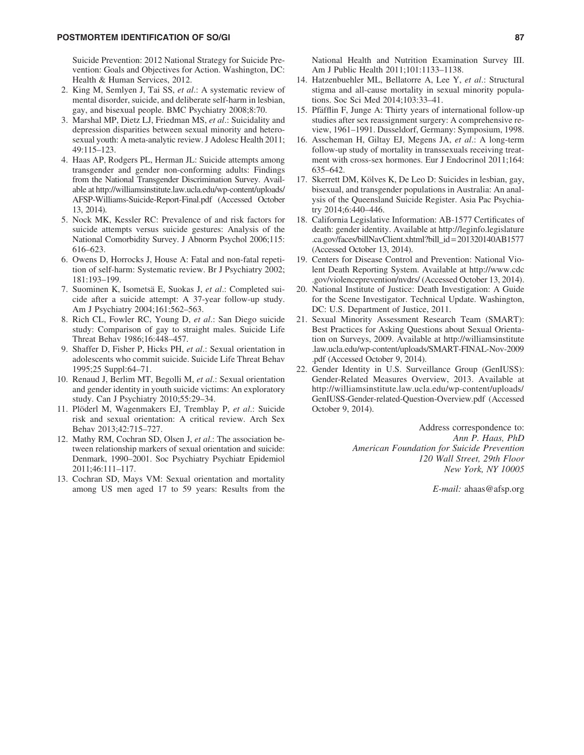Suicide Prevention: 2012 National Strategy for Suicide Prevention: Goals and Objectives for Action. Washington, DC: Health & Human Services, 2012.

2. King M, Semlyen J, Tai SS, *et al*.: A systematic review of mental disorder, suicide, and deliberate self-harm in lesbian, gay, and bisexual people. BMC Psychiatry 2008;8:70.
3. Marshal MP, Dietz LJ, Friedman MS, *et al*.: Suicidality and depression disparities between sexual minority and heterosexual youth: A meta-analytic review. J Adolesc Health 2011; 49:115–123.
4. Haas AP, Rodgers PL, Herman JL: Suicide attempts among transgender and gender non-conforming adults: Findings from the National Transgender Discrimination Survey. Available at http://williamsinstitute.law.ucla.edu/wp-content/uploads/AFSP-Williams-Suicide-Report-Final.pdf (Accessed October 13, 2014).
5. Nock MK, Kessler RC: Prevalence of and risk factors for suicide attempts versus suicide gestures: Analysis of the National Comorbidity Survey. J Abnorm Psychol 2006;115: 616–623.
6. Owens D, Horrocks J, House A: Fatal and non-fatal repetition of self-harm: Systematic review. Br J Psychiatry 2002; 181:193–199.
7. Suominen K, Isometsä E, Suokas J, *et al*.: Completed suicide after a suicide attempt: A 37-year follow-up study. Am J Psychiatry 2004;161:562–563.
8. Rich CL, Fowler RC, Young D, *et al*.: San Diego suicide study: Comparison of gay to straight males. Suicide Life Threat Behav 1986;16:448–457.
9. Shaffer D, Fisher P, Hicks PH, *et al*.: Sexual orientation in adolescents who commit suicide. Suicide Life Threat Behav 1995;25 Suppl:64–71.
10. Renaud J, Berlim MT, Begolli M, *et al*.: Sexual orientation and gender identity in youth suicide victims: An exploratory study. Can J Psychiatry 2010;55:29–34.
11. Plöderl M, Wagenmakers EJ, Tremblay P, *et al*.: Suicide risk and sexual orientation: A critical review. Arch Sex Behav 2013;42:715–727.
12. Mathy RM, Cochran SD, Olsen J, *et al*.: The association between relationship markers of sexual orientation and suicide: Denmark, 1990–2001. Soc Psychiatry Psychiatr Epidemiol 2011;46:111–117.
13. Cochran SD, Mays VM: Sexual orientation and mortality among US men aged 17 to 59 years: Results from the National Health and Nutrition Examination Survey III. Am J Public Health 2011;101:1133–1138.
14. Hatzenbuehler ML, Bellatorre A, Lee Y, *et al*.: Structural stigma and all-cause mortality in sexual minority populations. Soc Sci Med 2014;103:33–41.
15. Pfäfflin F, Junge A: Thirty years of international follow-up studies after sex reassignment surgery: A comprehensive review, 1961–1991. Dusseldorf, Germany: Symposium, 1998.
16. Asscheman H, Giltay EJ, Megens JA, *et al*.: A long-term follow-up study of mortality in transsexuals receiving treatment with cross-sex hormones. Eur J Endocrinol 2011;164: 635–642.
17. Skerrett DM, Kölves K, De Leo D: Suicides in lesbian, gay, bisexual, and transgender populations in Australia: An analysis of the Queensland Suicide Register. Asia Pac Psychiatry 2014;6:440–446.
18. California Legislative Information: AB-1577 Certificates of death: gender identity. Available at http://leginfo.legislature.ca.gov/faces/billNavClient.xhtml?bill_id=201320140AB1577 (Accessed October 13, 2014).
19. Centers for Disease Control and Prevention: National Violent Death Reporting System. Available at http://www.cdc.gov/violenceprevention/nvdrs/ (Accessed October 13, 2014).
20. National Institute of Justice: Death Investigation: A Guide for the Scene Investigator. Technical Update. Washington, DC: U.S. Department of Justice, 2011.
21. Sexual Minority Assessment Research Team (SMART): Best Practices for Asking Questions about Sexual Orientation on Surveys, 2009. Available at http://williamsinstitute.law.ucla.edu/wp-content/uploads/SMART-FINAL-Nov-2009.pdf (Accessed October 9, 2014).
22. Gender Identity in U.S. Surveillance Group (GenIUSS): Gender-Related Measures Overview, 2013. Available at http://williamsinstitute.law.ucla.edu/wp-content/uploads/GenIUSS-Gender-related-Question-Overview.pdf (Accessed October 9, 2014).

Address correspondence to:
*Ann P. Haas, PhD*
*American Foundation for Suicide Prevention*
*120 Wall Street, 29th Floor*
*New York, NY 10005*

*E-mail:* ahaas@afsp.org